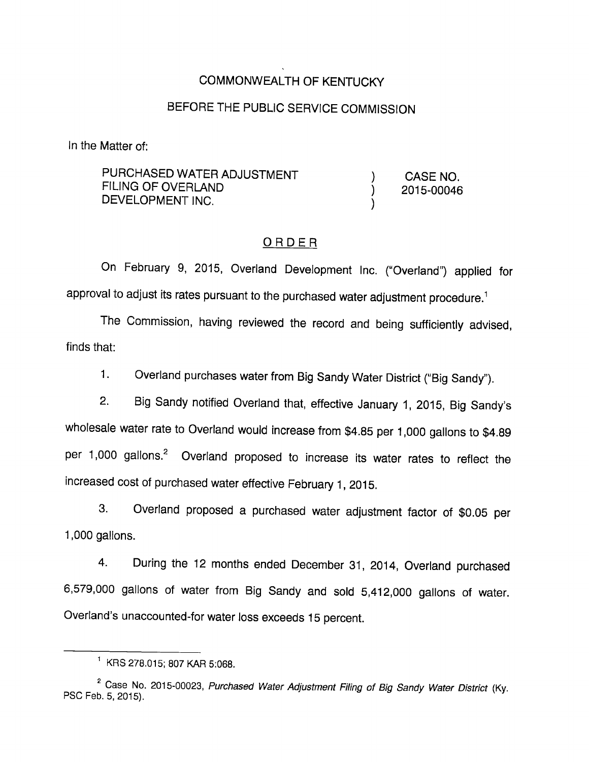COMMONWEALTH OF KENTUCKY

BEFORE THE PUBLIC SERVICE COMMISSION

In the Matter of:

| | | |
|---|---|---|
| PURCHASED WATER ADJUSTMENT FILING OF OVERLAND DEVELOPMENT INC. | ) ) ) | CASE NO. 2015-00046 |

ORDER

On February 9, 2015, Overland Development Inc. ("Overland") applied for approval to adjust its rates pursuant to the purchased water adjustment procedure.[1]

The Commission, having reviewed the record and being sufficiently advised, finds that:

1. Overland purchases water from Big Sandy Water District ("Big Sandy").

2. Big Sandy notified Overland that, effective January 1, 2015, Big Sandy's wholesale water rate to Overland would increase from $4.85 per 1,000 gallons to $4.89 per 1,000 gallons.[2] Overland proposed to increase its water rates to reflect the increased cost of purchased water effective February 1, 2015.

3. Overland proposed a purchased water adjustment factor of $0.05 per 1,000 gallons.

4. During the 12 months ended December 31, 2014, Overland purchased 6,579,000 gallons of water from Big Sandy and sold 5,412,000 gallons of water. Overland's unaccounted-for water loss exceeds 15 percent.

---

[1] KRS 278.015; 807 KAR 5:068.

[2] Case No. 2015-00023, *Purchased Water Adjustment Filing of Big Sandy Water District* (Ky. PSC Feb. 5, 2015).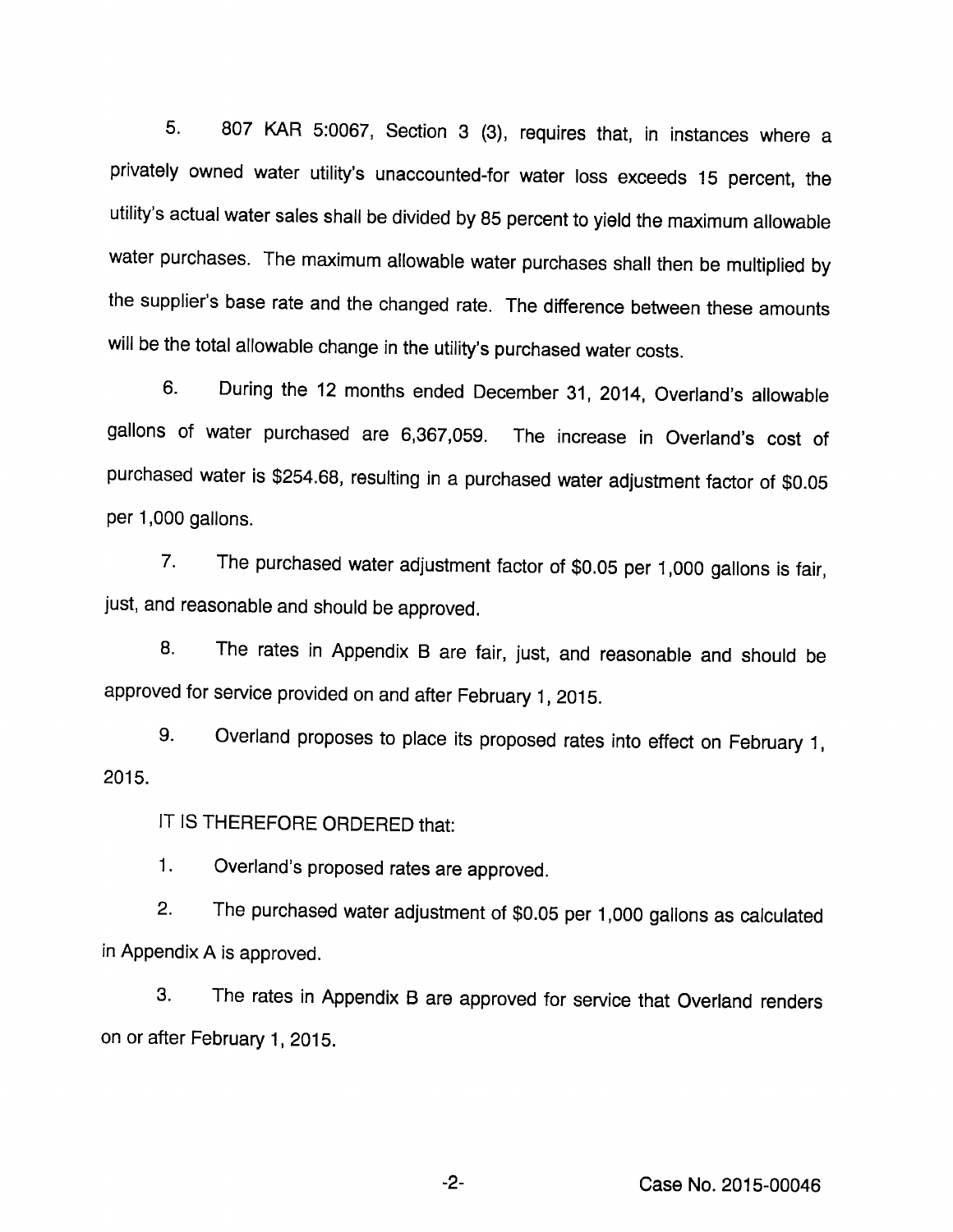5. 807 KAR 5:0067, Section 3 (3), requires that, in instances where a privately owned water utility's unaccounted-for water loss exceeds 15 percent, the utility's actual water sales shall be divided by 85 percent to yield the maximum allowable water purchases. The maximum allowable water purchases shall then be multiplied by the supplier's base rate and the changed rate. The difference between these amounts will be the total allowable change in the utility's purchased water costs.

6. During the 12 months ended December 31, 2014, Overland's allowable gallons of water purchased are 6,367,059. The increase in Overland's cost of purchased water is $254.68, resulting in a purchased water adjustment factor of $0.05 per 1,000 gallons.

7. The purchased water adjustment factor of $0.05 per 1,000 gallons is fair, just, and reasonable and should be approved.

8. The rates in Appendix B are fair, just, and reasonable and should be approved for service provided on and after February 1, 2015.

9. Overland proposes to place its proposed rates into effect on February 1, 2015.

IT IS THEREFORE ORDERED that:

1. Overland's proposed rates are approved.

2. The purchased water adjustment of $0.05 per 1,000 gallons as calculated in Appendix A is approved.

3. The rates in Appendix B are approved for service that Overland renders on or after February 1, 2015.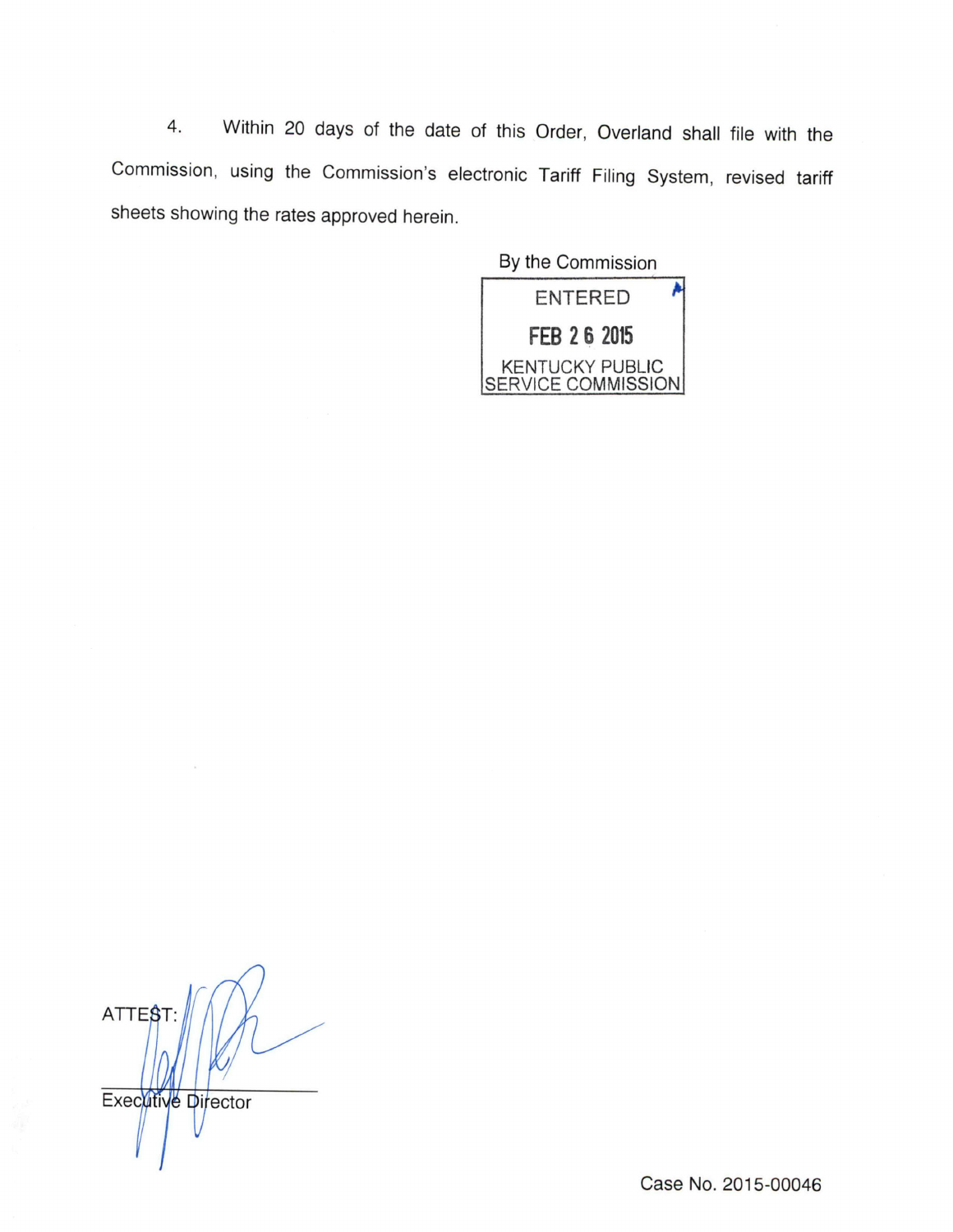4. Within 20 days of the date of this Order, Overland shall file with the Commission, using the Commission's electronic Tariff Filing System, revised tariff sheets showing the rates approved herein.

By the Commission

ENTERED

FEB 26 2015

KENTUCKY PUBLIC SERVICE COMMISSION

ATTEST:

Executive Director

Case No. 2015-00046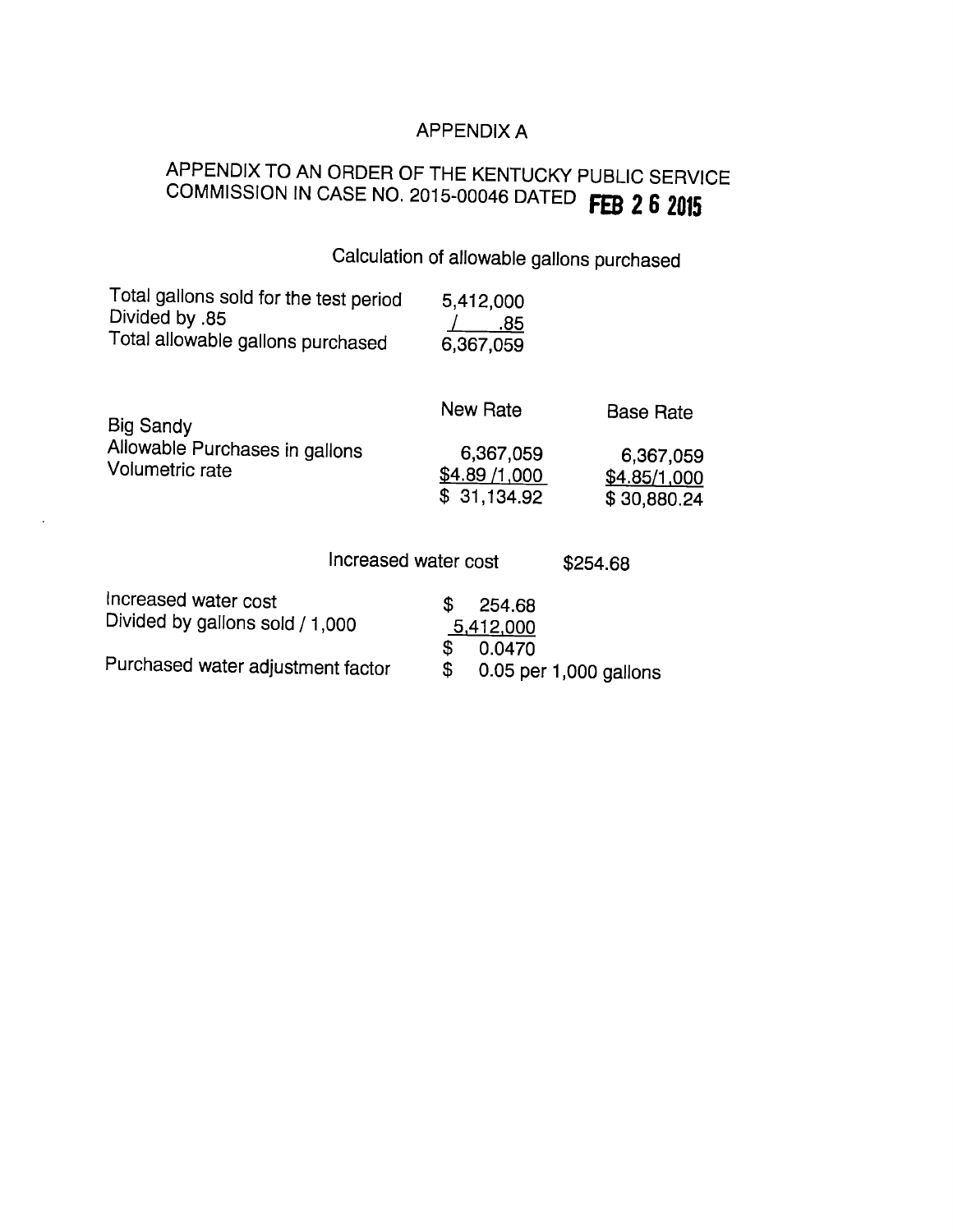# APPENDIX A

## APPENDIX TO AN ORDER OF THE KENTUCKY PUBLIC SERVICE COMMISSION IN CASE NO. 2015-00046 DATED FEB 2 6 2015

### Calculation of allowable gallons purchased

| | |
|---|---|
| Total gallons sold for the test period | 5,412,000 |
| Divided by .85 | / .85 |
| Total allowable gallons purchased | 6,367,059 |

| | New Rate | Base Rate |
|---|---|---|
| Big Sandy | | |
| Allowable Purchases in gallons | 6,367,059 | 6,367,059 |
| Volumetric rate | $4.89 /1,000 | $4.85/1,000 |
| | $ 31,134.92 | $ 30,880.24 |

Increased water cost $254.68

| | |
|---|---|
| Increased water cost | $ 254.68 |
| Divided by gallons sold / 1,000 | 5,412,000 |
| | $ 0.0470 |
| Purchased water adjustment factor | $ 0.05 per 1,000 gallons |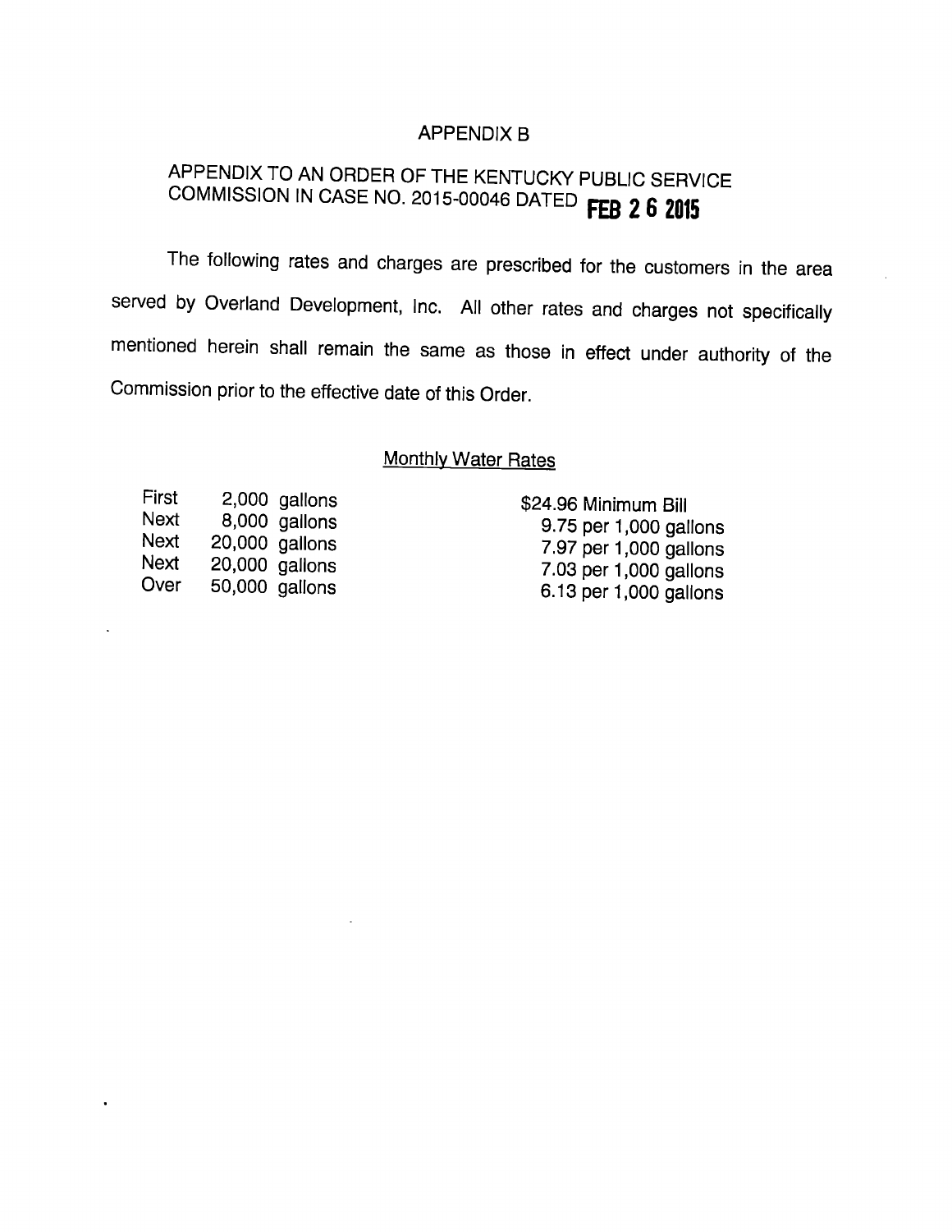# APPENDIX B

## APPENDIX TO AN ORDER OF THE KENTUCKY PUBLIC SERVICE COMMISSION IN CASE NO. 2015-00046 DATED FEB 2 6 2015

The following rates and charges are prescribed for the customers in the area served by Overland Development, Inc. All other rates and charges not specifically mentioned herein shall remain the same as those in effect under authority of the Commission prior to the effective date of this Order.

Monthly Water Rates

| | | |
|---|---|---|
| First | 2,000 gallons | \$24.96 Minimum Bill |
| Next | 8,000 gallons | 9.75 per 1,000 gallons |
| Next | 20,000 gallons | 7.97 per 1,000 gallons |
| Next | 20,000 gallons | 7.03 per 1,000 gallons |
| Over | 50,000 gallons | 6.13 per 1,000 gallons |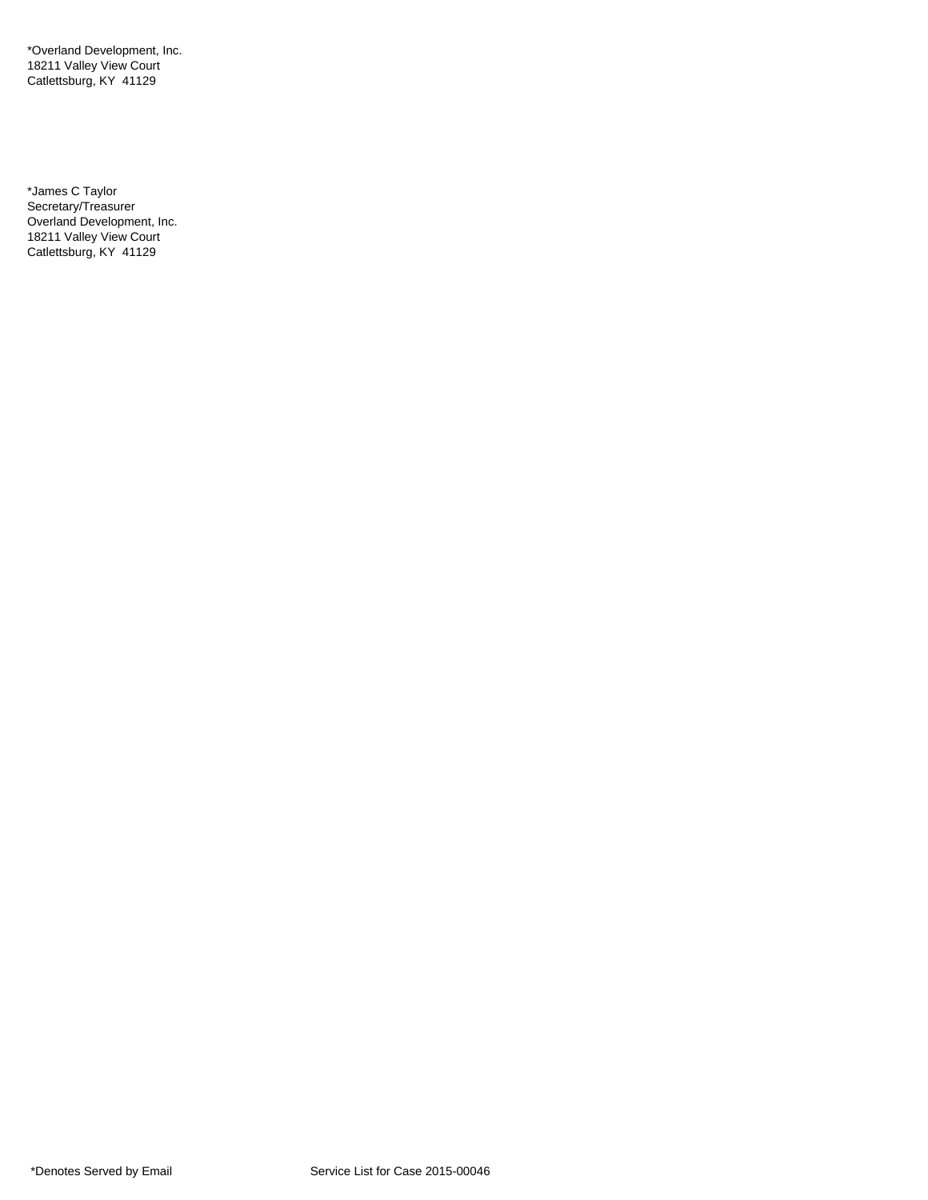*Overland Development, Inc.
18211 Valley View Court
Catlettsburg, KY  41129

*James C Taylor
Secretary/Treasurer
Overland Development, Inc.
18211 Valley View Court
Catlettsburg, KY  41129

*Denotes Served by Email

Service List for Case 2015-00046